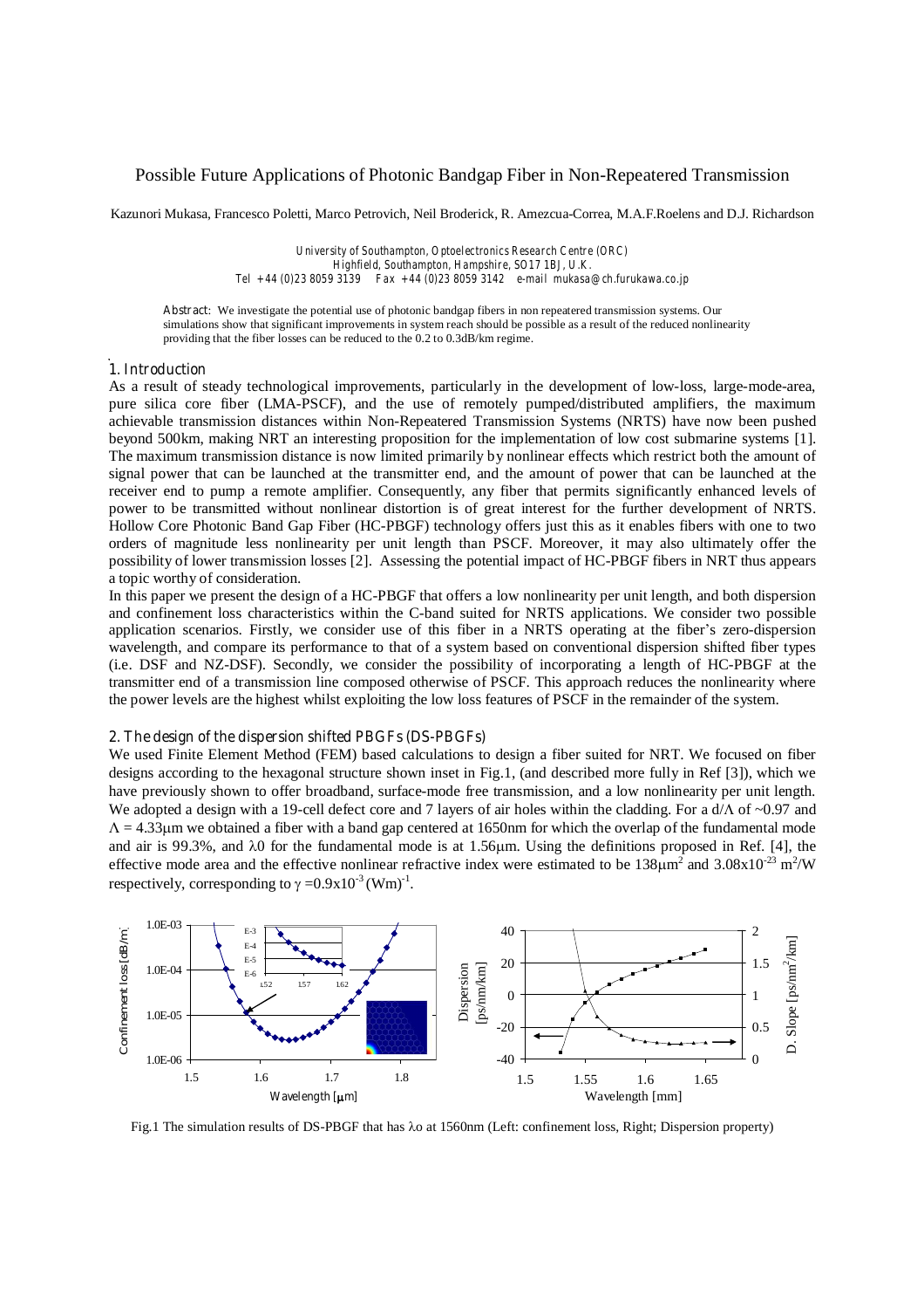# Possible Future Applications of Photonic Bandgap Fiber in Non-Repeatered Transmission

Kazunori Mukasa, Francesco Poletti, Marco Petrovich, Neil Broderick, R. Amezcua-Correa, M.A.F.Roelens and D.J. Richardson

University of Southampton, Optoelectronics Research Centre (ORC)
Highfield, Southampton, Hampshire, SO17 1BJ, U.K.
Tel +44 (0)23 8059 3139 Fax +44 (0)23 8059 3142 e-mail mukasa@ch.furukawa.co.jp

**Abstract:** We investigate the potential use of photonic bandgap fibers in non repeatered transmission systems. Our simulations show that significant improvements in system reach should be possible as a result of the reduced nonlinearity providing that the fiber losses can be reduced to the 0.2 to 0.3dB/km regime.

## 1. Introduction

As a result of steady technological improvements, particularly in the development of low-loss, large-mode-area, pure silica core fiber (LMA-PSCF), and the use of remotely pumped/distributed amplifiers, the maximum achievable transmission distances within Non-Repeatered Transmission Systems (NRTS) have now been pushed beyond 500km, making NRT an interesting proposition for the implementation of low cost submarine systems [1]. The maximum transmission distance is now limited primarily by nonlinear effects which restrict both the amount of signal power that can be launched at the transmitter end, and the amount of power that can be launched at the receiver end to pump a remote amplifier. Consequently, any fiber that permits significantly enhanced levels of power to be transmitted without nonlinear distortion is of great interest for the further development of NRTS. Hollow Core Photonic Band Gap Fiber (HC-PBGF) technology offers just this as it enables fibers with one to two orders of magnitude less nonlinearity per unit length than PSCF. Moreover, it may also ultimately offer the possibility of lower transmission losses [2]. Assessing the potential impact of HC-PBGF fibers in NRT thus appears a topic worthy of consideration.

In this paper we present the design of a HC-PBGF that offers a low nonlinearity per unit length, and both dispersion and confinement loss characteristics within the C-band suited for NRTS applications. We consider two possible application scenarios. Firstly, we consider use of this fiber in a NRTS operating at the fiber's zero-dispersion wavelength, and compare its performance to that of a system based on conventional dispersion shifted fiber types (i.e. DSF and NZ-DSF). Secondly, we consider the possibility of incorporating a length of HC-PBGF at the transmitter end of a transmission line composed otherwise of PSCF. This approach reduces the nonlinearity where the power levels are the highest whilst exploiting the low loss features of PSCF in the remainder of the system.

## 2. The design of the dispersion shifted PBGFs (DS-PBGFs)

We used Finite Element Method (FEM) based calculations to design a fiber suited for NRT. We focused on fiber designs according to the hexagonal structure shown inset in Fig.1, (and described more fully in Ref [3]), which we have previously shown to offer broadband, surface-mode free transmission, and a low nonlinearity per unit length. We adopted a design with a 19-cell defect core and 7 layers of air holes within the cladding. For a $d/\Lambda$ of ~0.97 and $\Lambda = 4.33\mu m$ we obtained a fiber with a band gap centered at 1650nm for which the overlap of the fundamental mode and air is 99.3%, and $\lambda 0$ for the fundamental mode is at 1.56μm. Using the definitions proposed in Ref. [4], the effective mode area and the effective nonlinear refractive index were estimated to be $138\mu m^2$ and $3.08\text{x}10^{-23}$ $m^2/W$ respectively, corresponding to $\gamma = 0.9\text{x}10^{-3} (Wm)^{-1}$.

Fig.1 The simulation results of DS-PBGF that has λo at 1560nm (Left: confinement loss, Right; Dispersion property)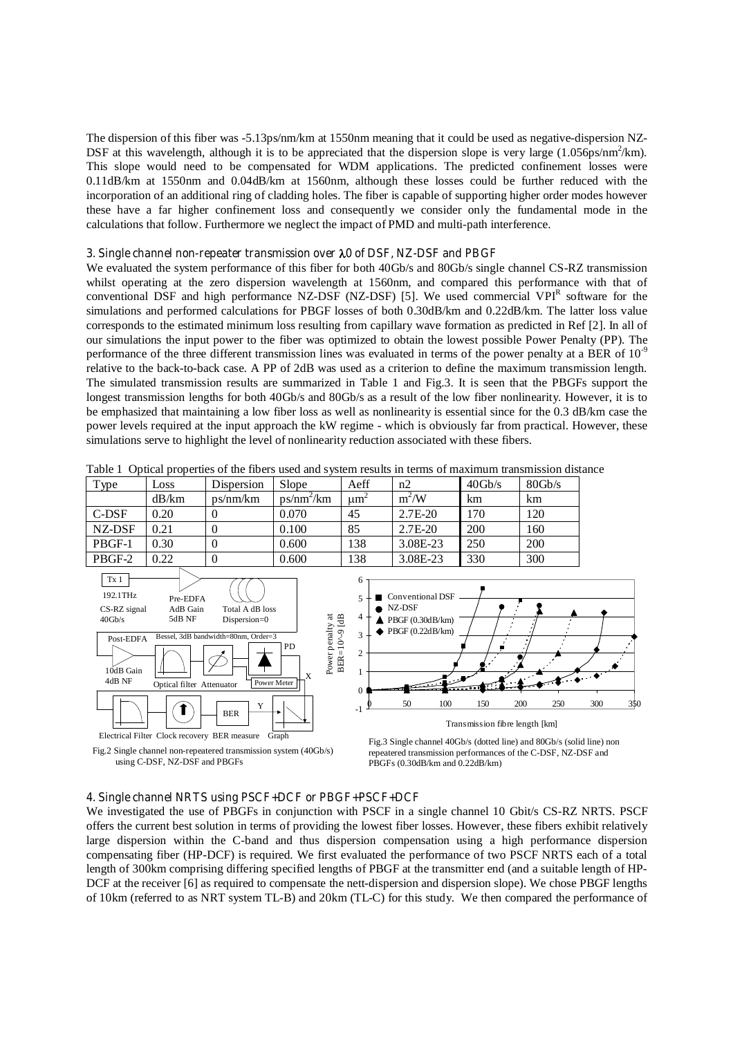The dispersion of this fiber was -5.13ps/nm/km at 1550nm meaning that it could be used as negative-dispersion NZ-DSF at this wavelength, although it is to be appreciated that the dispersion slope is very large (1.056ps/nm$^2$/km). This slope would need to be compensated for WDM applications. The predicted confinement losses were 0.11dB/km at 1550nm and 0.04dB/km at 1560nm, although these losses could be further reduced with the incorporation of an additional ring of cladding holes. The fiber is capable of supporting higher order modes however these have a far higher confinement loss and consequently we consider only the fundamental mode in the calculations that follow. Furthermore we neglect the impact of PMD and multi-path interference.

### 3. Single channel non-repeater transmission over $\lambda_0$ of DSF, NZ-DSF and PBGF

We evaluated the system performance of this fiber for both 40Gb/s and 80Gb/s single channel CS-RZ transmission whilst operating at the zero dispersion wavelength at 1560nm, and compared this performance with that of conventional DSF and high performance NZ-DSF (NZ-DSF) [5]. We used commercial VPI[R] software for the simulations and performed calculations for PBGF losses of both 0.30dB/km and 0.22dB/km. The latter loss value corresponds to the estimated minimum loss resulting from capillary wave formation as predicted in Ref [2]. In all of our simulations the input power to the fiber was optimized to obtain the lowest possible Power Penalty (PP). The performance of the three different transmission lines was evaluated in terms of the power penalty at a BER of $10^{-9}$ relative to the back-to-back case. A PP of 2dB was used as a criterion to define the maximum transmission length. The simulated transmission results are summarized in Table 1 and Fig.3. It is seen that the PBGFs support the longest transmission lengths for both 40Gb/s and 80Gb/s as a result of the low fiber nonlinearity. However, it is to be emphasized that maintaining a low fiber loss as well as nonlinearity is essential since for the 0.3 dB/km case the power levels required at the input approach the kW regime - which is obviously far from practical. However, these simulations serve to highlight the level of nonlinearity reduction associated with these fibers.

Table 1 Optical properties of the fibers used and system results in terms of maximum transmission distance

| Type | Loss | Dispersion | Slope | Aeff | n2 | 40Gb/s | 80Gb/s |
|---|---|---|---|---|---|---|---|
| | dB/km | ps/nm/km | ps/nm$^2$/km | $\mu m^2$ | $m^2/W$ | km | km |
| C-DSF | 0.20 | 0 | 0.070 | 45 | 2.7E-20 | 170 | 120 |
| NZ-DSF | 0.21 | 0 | 0.100 | 85 | 2.7E-20 | 200 | 160 |
| PBGF-1 | 0.30 | 0 | 0.600 | 138 | 3.08E-23 | 250 | 200 |
| PBGF-2 | 0.22 | 0 | 0.600 | 138 | 3.08E-23 | 330 | 300 |

Fig.2 Single channel non-repeatered transmission system (40Gb/s) using C-DSF, NZ-DSF and PBGFs

Fig.3 Single channel 40Gb/s (dotted line) and 80Gb/s (solid line) non repeatered transmission performances of the C-DSF, NZ-DSF and PBGFs (0.30dB/km and 0.22dB/km)

### 4. Single channel NRTS using PSCF+DCF or PBGF+PSCF+DCF

We investigated the use of PBGFs in conjunction with PSCF in a single channel 10 Gbit/s CS-RZ NRTS. PSCF offers the current best solution in terms of providing the lowest fiber losses. However, these fibers exhibit relatively large dispersion within the C-band and thus dispersion compensation using a high performance dispersion compensating fiber (HP-DCF) is required. We first evaluated the performance of two PSCF NRTS each of a total length of 300km comprising differing specified lengths of PBGF at the transmitter end (and a suitable length of HP-DCF at the receiver [6] as required to compensate the nett-dispersion and dispersion slope). We chose PBGF lengths of 10km (referred to as NRT system TL-B) and 20km (TL-C) for this study. We then compared the performance of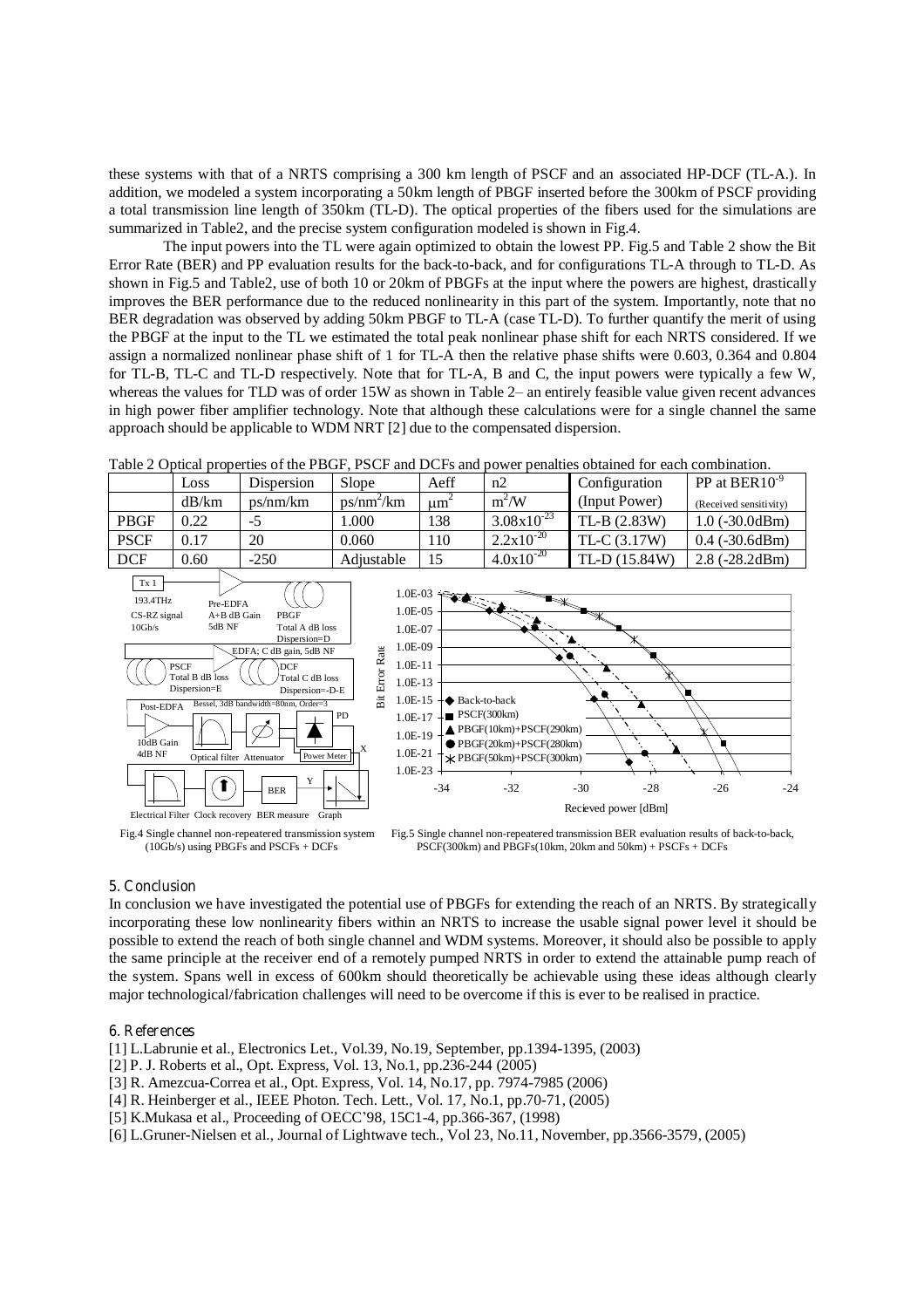these systems with that of a NRTS comprising a 300 km length of PSCF and an associated HP-DCF (TL-A.). In addition, we modeled a system incorporating a 50km length of PBGF inserted before the 300km of PSCF providing a total transmission line length of 350km (TL-D). The optical properties of the fibers used for the simulations are summarized in Table2, and the precise system configuration modeled is shown in Fig.4.

The input powers into the TL were again optimized to obtain the lowest PP. Fig.5 and Table 2 show the Bit Error Rate (BER) and PP evaluation results for the back-to-back, and for configurations TL-A through to TL-D. As shown in Fig.5 and Table2, use of both 10 or 20km of PBGFs at the input where the powers are highest, drastically improves the BER performance due to the reduced nonlinearity in this part of the system. Importantly, note that no BER degradation was observed by adding 50km PBGF to TL-A (case TL-D). To further quantify the merit of using the PBGF at the input to the TL we estimated the total peak nonlinear phase shift for each NRTS considered. If we assign a normalized nonlinear phase shift of 1 for TL-A then the relative phase shifts were 0.603, 0.364 and 0.804 for TL-B, TL-C and TL-D respectively. Note that for TL-A, B and C, the input powers were typically a few W, whereas the values for TLD was of order 15W as shown in Table 2– an entirely feasible value given recent advances in high power fiber amplifier technology. Note that although these calculations were for a single channel the same approach should be applicable to WDM NRT [2] due to the compensated dispersion.

Table 2 Optical properties of the PBGF, PSCF and DCFs and power penalties obtained for each combination.

| | Loss | Dispersion | Slope | Aeff | n2 | Configuration | PP at BER$10^{-9}$ |
|---|---|---|---|---|---|---|---|
| | dB/km | ps/nm/km | ps/nm$^2$/km | μm$^2$ | m$^2$/W | (Input Power) | (Received sensitivity) |
| PBGF | 0.22 | -5 | 1.000 | 138 | $3.08\mathrm{x}10^{-23}$ | TL-B (2.83W) | 1.0 (-30.0dBm) |
| PSCF | 0.17 | 20 | 0.060 | 110 | $2.2\mathrm{x}10^{-20}$ | TL-C (3.17W) | 0.4 (-30.6dBm) |
| DCF | 0.60 | -250 | Adjustable | 15 | $4.0\mathrm{x}10^{-20}$ | TL-D (15.84W) | 2.8 (-28.2dBm) |

Tx 1
193.4THz
CS-RZ signal
10Gb/s
Pre-EDFA
A+B dB Gain
5dB NF
PBGF
Total A dB loss
Dispersion=D
EDFA; C dB gain, 5dB NF
PSCF
Total B dB loss
Dispersion=E
DCF
Total C dB loss
Dispersion=-D-E
Post-EDFA
10dB Gain
4dB NF
Bessel, 3dB bandwidth=80nm, Order=3
Optical filter
Attenuator
PD
Power Meter
X
Y
Electrical Filter
Clock recovery
BER
BER measure
Graph

Fig.4 Single channel non-repeatered transmission system (10Gb/s) using PBGFs and PSCFs + DCFs

Bit Error Rate
1.0E-03
1.0E-05
1.0E-07
1.0E-09
1.0E-11
1.0E-13
1.0E-15
1.0E-17
1.0E-19
1.0E-21
1.0E-23
-34
-32
-30
-28
-26
-24
Recieved power [dBm]
Back-to-back
PSCF(300km)
PBGF(10km)+PSCF(290km)
PBGF(20km)+PSCF(280km)
PBGF(50km)+PSCF(300km)

Fig.5 Single channel non-repeatered transmission BER evaluation results of back-to-back, PSCF(300km) and PBGFs(10km, 20km and 50km) + PSCFs + DCFs

## 5. Conclusion

In conclusion we have investigated the potential use of PBGFs for extending the reach of an NRTS. By strategically incorporating these low nonlinearity fibers within an NRTS to increase the usable signal power level it should be possible to extend the reach of both single channel and WDM systems. Moreover, it should also be possible to apply the same principle at the receiver end of a remotely pumped NRTS in order to extend the attainable pump reach of the system. Spans well in excess of 600km should theoretically be achievable using these ideas although clearly major technological/fabrication challenges will need to be overcome if this is ever to be realised in practice.

## 6. References

[1] L.Labrunie et al., Electronics Let., Vol.39, No.19, September, pp.1394-1395, (2003)

[2] P. J. Roberts et al., Opt. Express, Vol. 13, No.1, pp.236-244 (2005)

[3] R. Amezcua-Correa et al., Opt. Express, Vol. 14, No.17, pp. 7974-7985 (2006)

[4] R. Heinberger et al., IEEE Photon. Tech. Lett., Vol. 17, No.1, pp.70-71, (2005)

[5] K.Mukasa et al., Proceeding of OECC'98, 15C1-4, pp.366-367, (1998)

[6] L.Gruner-Nielsen et al., Journal of Lightwave tech., Vol 23, No.11, November, pp.3566-3579, (2005)